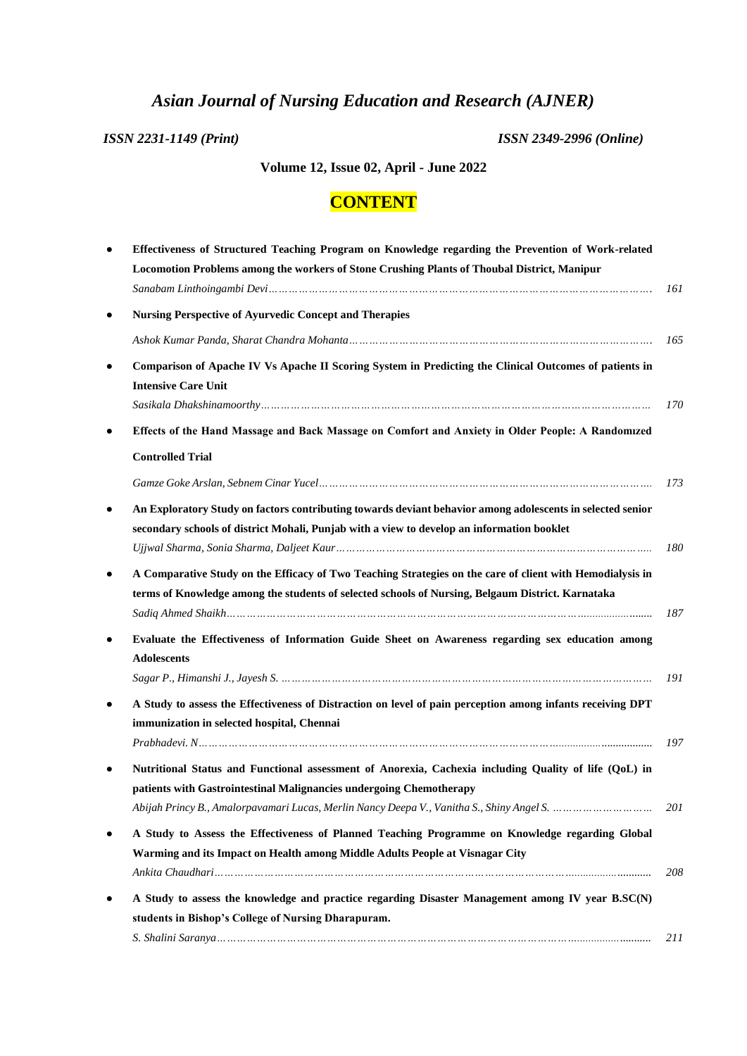# *Asian Journal of Nursing Education and Research (AJNER)*

*ISSN 2231-1149 (Print)* *ISSN 2349-2996 (Online)*

**Volume 12, Issue 02, April - June 2022**

## CONTENT

- **Effectiveness of Structured Teaching Program on Knowledge regarding the Prevention of Work-related Locomotion Problems among the workers of Stone Crushing Plants of Thoubal District, Manipur**
  *Sanabam Linthoingambi Devi* ……………………………………………………………………………………. 161

- **Nursing Perspective of Ayurvedic Concept and Therapies**
  *Ashok Kumar Panda, Sharat Chandra Mohanta* ………………………………………………………………………. 165

- **Comparison of Apache IV Vs Apache II Scoring System in Predicting the Clinical Outcomes of patients in Intensive Care Unit**
  *Sasikala Dhakshinamoorthy* …………………………………………………………………………………………… 170

- **Effects of the Hand Massage and Back Massage on Comfort and Anxiety in Older People: A Randomızed Controlled Trial**
  *Gamze Goke Arslan, Sebnem Cinar Yucel* …………………………………………………………………………… 173

- **An Exploratory Study on factors contributing towards deviant behavior among adolescents in selected senior secondary schools of district Mohali, Punjab with a view to develop an information booklet**
  *Ujjwal Sharma, Sonia Sharma, Daljeet Kaur* …………………………………………………………………………. 180

- **A Comparative Study on the Efficacy of Two Teaching Strategies on the care of client with Hemodialysis in terms of Knowledge among the students of selected schools of Nursing, Belgaum District. Karnataka**
  *Sadiq Ahmed Shaikh* ……………………………………………………………………………………………………… 187

- **Evaluate the Effectiveness of Information Guide Sheet on Awareness regarding sex education among Adolescents**
  *Sagar P., Himanshi J., Jayesh S.* ………………………………………………………………………………………… 191

- **A Study to assess the Effectiveness of Distraction on level of pain perception among infants receiving DPT immunization in selected hospital, Chennai**
  *Prabhadevi. N* ……………………………………………………………………………………………………………… 197

- **Nutritional Status and Functional assessment of Anorexia, Cachexia including Quality of life (QoL) in patients with Gastrointestinal Malignancies undergoing Chemotherapy**
  *Abijah Princy B., Amalorpavamari Lucas, Merlin Nancy Deepa V., Vanitha S., Shiny Angel S.* ………………………… 201

- **A Study to Assess the Effectiveness of Planned Teaching Programme on Knowledge regarding Global Warming and its Impact on Health among Middle Adults People at Visnagar City**
  *Ankita Chaudhari* …………………………………………………………………………………………………………… 208

- **A Study to assess the knowledge and practice regarding Disaster Management among IV year B.SC(N) students in Bishop's College of Nursing Dharapuram.**
  *S. Shalini Saranya* ………………………………………………………………………………………………………… 211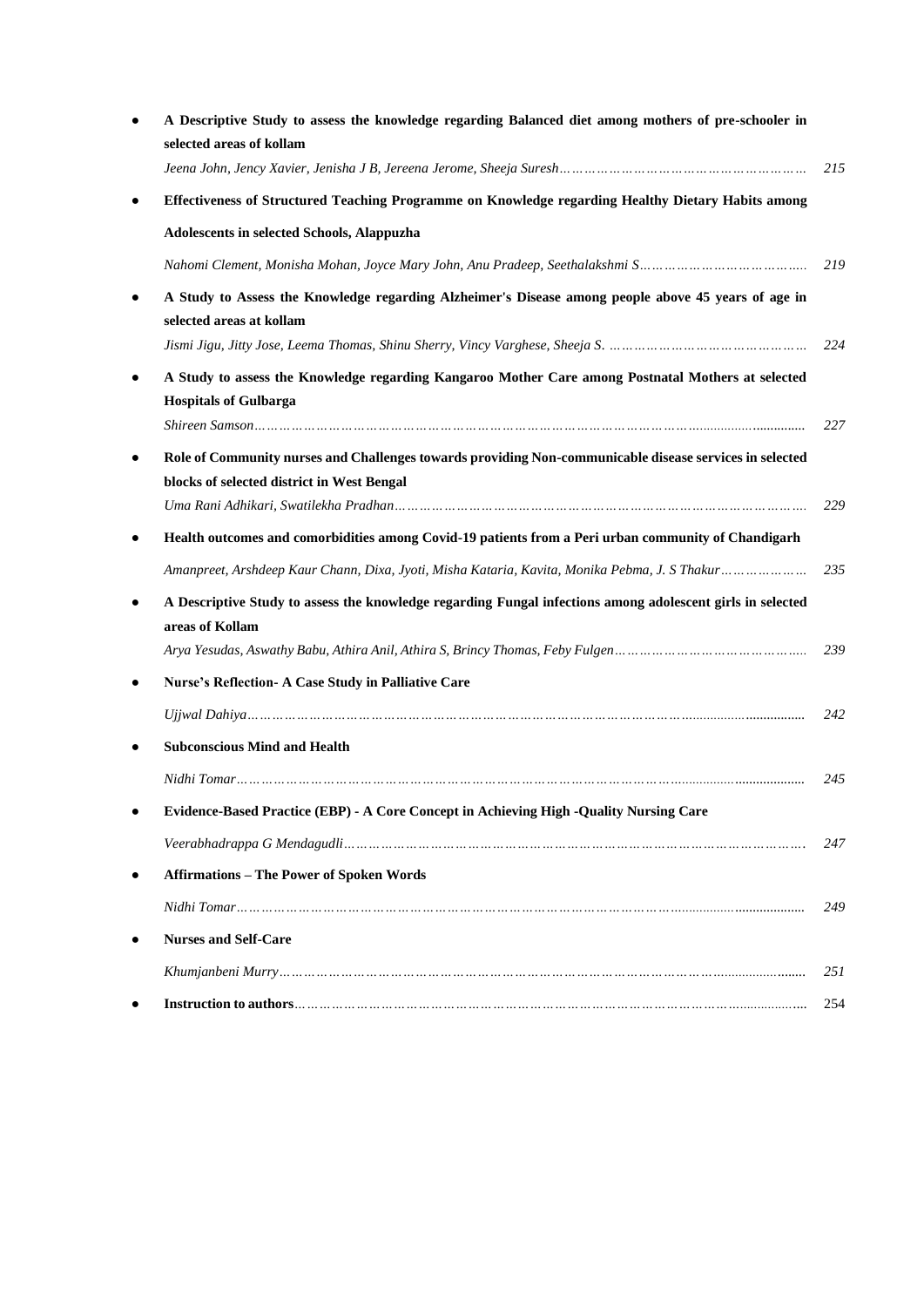- **A Descriptive Study to assess the knowledge regarding Balanced diet among mothers of pre-schooler in selected areas of kollam**

  *Jeena John, Jency Xavier, Jenisha J B, Jereena Jerome, Sheeja Suresh*……………………………………………………… 215

- **Effectiveness of Structured Teaching Programme on Knowledge regarding Healthy Dietary Habits among Adolescents in selected Schools, Alappuzha**

  *Nahomi Clement, Monisha Mohan, Joyce Mary John, Anu Pradeep, Seethalakshmi S*………………………………….. 219

- **A Study to Assess the Knowledge regarding Alzheimer's Disease among people above 45 years of age in selected areas at kollam**

  *Jismi Jigu, Jitty Jose, Leema Thomas, Shinu Sherry, Vincy Varghese, Sheeja S.* ……………………………………… 224

- **A Study to assess the Knowledge regarding Kangaroo Mother Care among Postnatal Mothers at selected Hospitals of Gulbarga**

  *Shireen Samson*……………………………………………………………………………………………............................ 227

- **Role of Community nurses and Challenges towards providing Non-communicable disease services in selected blocks of selected district in West Bengal**

  *Uma Rani Adhikari, Swatilekha Pradhan*………………………………………………………………………………….. 229

- **Health outcomes and comorbidities among Covid-19 patients from a Peri urban community of Chandigarh**

  *Amanpreet, Arshdeep Kaur Chann, Dixa, Jyoti, Misha Kataria, Kavita, Monika Pebma, J. S Thakur*………………… 235

- **A Descriptive Study to assess the knowledge regarding Fungal infections among adolescent girls in selected areas of Kollam**

  *Arya Yesudas, Aswathy Babu, Athira Anil, Athira S, Brincy Thomas, Feby Fulgen*…………………………………….. 239

- **Nurse's Reflection- A Case Study in Palliative Care**

  *Ujjwal Dahiya*…………………………………………………………………………………………................................ 242

- **Subconscious Mind and Health**

  *Nidhi Tomar*…………………………………………………………………………………………….................................. 245

- **Evidence-Based Practice (EBP) - A Core Concept in Achieving High -Quality Nursing Care**

  *Veerabhadrappa G Mendagudli*…………………………………………………………………………………………. 247

- **Affirmations – The Power of Spoken Words**

  *Nidhi Tomar*…………………………………………………………………………………………….................................. 249

- **Nurses and Self-Care**

  *Khumjanbeni Murry*……………………………………………………………………………………………................... 251

- **Instruction to authors**……………………………………………………………………………………………............... 254